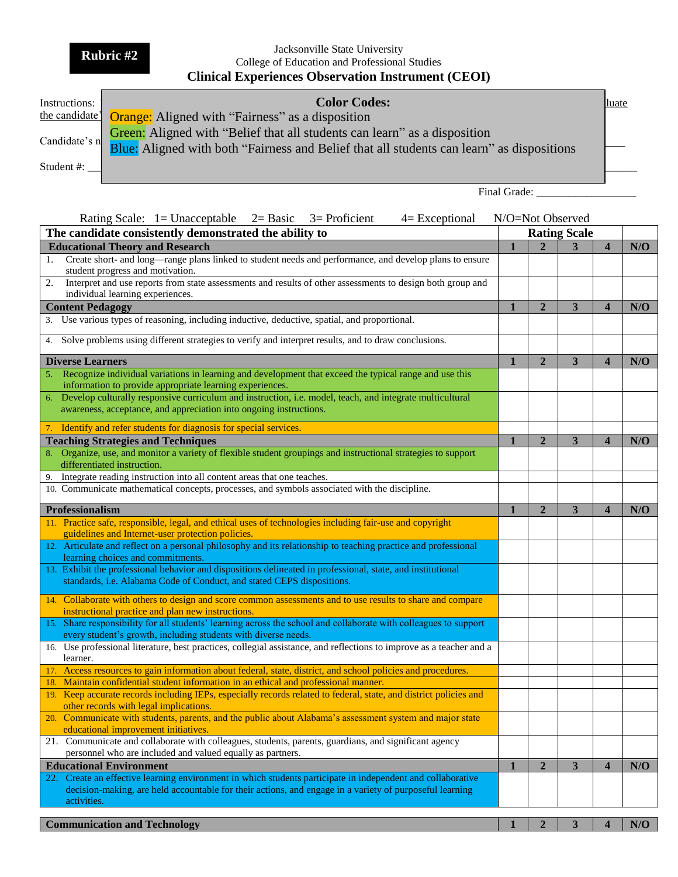**Rubric #2**

Jacksonville State University
College of Education and Professional Studies
## Clinical Experiences Observation Instrument (CEOI)

Instructions: ... luate the candidate' ...

Candidate's n ... ___

Student #: ___ ___

**Color Codes:**
Orange: Aligned with "Fairness" as a disposition
Green: Aligned with "Belief that all students can learn" as a disposition
Blue: Aligned with both "Fairness and Belief that all students can learn" as dispositions

Final Grade: __________________

Rating Scale: 1= Unacceptable 2= Basic 3= Proficient 4= Exceptional N/O=Not Observed

| The candidate consistently demonstrated the ability to | Rating Scale | | | | |
|---|---|---|---|---|---|
| **Educational Theory and Research** | **1** | **2** | **3** | **4** | **N/O** |
| 1. Create short- and long—range plans linked to student needs and performance, and develop plans to ensure student progress and motivation. | | | | | |
| 2. Interpret and use reports from state assessments and results of other assessments to design both group and individual learning experiences. | | | | | |
| **Content Pedagogy** | **1** | **2** | **3** | **4** | **N/O** |
| 3. Use various types of reasoning, including inductive, deductive, spatial, and proportional. | | | | | |
| 4. Solve problems using different strategies to verify and interpret results, and to draw conclusions. | | | | | |
| **Diverse Learners** | **1** | **2** | **3** | **4** | **N/O** |
| 5. Recognize individual variations in learning and development that exceed the typical range and use this information to provide appropriate learning experiences. | | | | | |
| 6. Develop culturally responsive curriculum and instruction, i.e. model, teach, and integrate multicultural awareness, acceptance, and appreciation into ongoing instructions. | | | | | |
| 7. Identify and refer students for diagnosis for special services. | | | | | |
| **Teaching Strategies and Techniques** | **1** | **2** | **3** | **4** | **N/O** |
| 8. Organize, use, and monitor a variety of flexible student groupings and instructional strategies to support differentiated instruction. | | | | | |
| 9. Integrate reading instruction into all content areas that one teaches. | | | | | |
| 10. Communicate mathematical concepts, processes, and symbols associated with the discipline. | | | | | |
| **Professionalism** | **1** | **2** | **3** | **4** | **N/O** |
| 11. Practice safe, responsible, legal, and ethical uses of technologies including fair-use and copyright guidelines and Internet-user protection policies. | | | | | |
| 12. Articulate and reflect on a personal philosophy and its relationship to teaching practice and professional learning choices and commitments. | | | | | |
| 13. Exhibit the professional behavior and dispositions delineated in professional, state, and institutional standards, i.e. Alabama Code of Conduct, and stated CEPS dispositions. | | | | | |
| 14. Collaborate with others to design and score common assessments and to use results to share and compare instructional practice and plan new instructions. | | | | | |
| 15. Share responsibility for all students' learning across the school and collaborate with colleagues to support every student's growth, including students with diverse needs. | | | | | |
| 16. Use professional literature, best practices, collegial assistance, and reflections to improve as a teacher and a learner. | | | | | |
| 17. Access resources to gain information about federal, state, district, and school policies and procedures. | | | | | |
| 18. Maintain confidential student information in an ethical and professional manner. | | | | | |
| 19. Keep accurate records including IEPs, especially records related to federal, state, and district policies and other records with legal implications. | | | | | |
| 20. Communicate with students, parents, and the public about Alabama's assessment system and major state educational improvement initiatives. | | | | | |
| 21. Communicate and collaborate with colleagues, students, parents, guardians, and significant agency personnel who are included and valued equally as partners. | | | | | |
| **Educational Environment** | **1** | **2** | **3** | **4** | **N/O** |
| 22. Create an effective learning environment in which students participate in independent and collaborative decision-making, are held accountable for their actions, and engage in a variety of purposeful learning activities. | | | | | |
| **Communication and Technology** | **1** | **2** | **3** | **4** | **N/O** |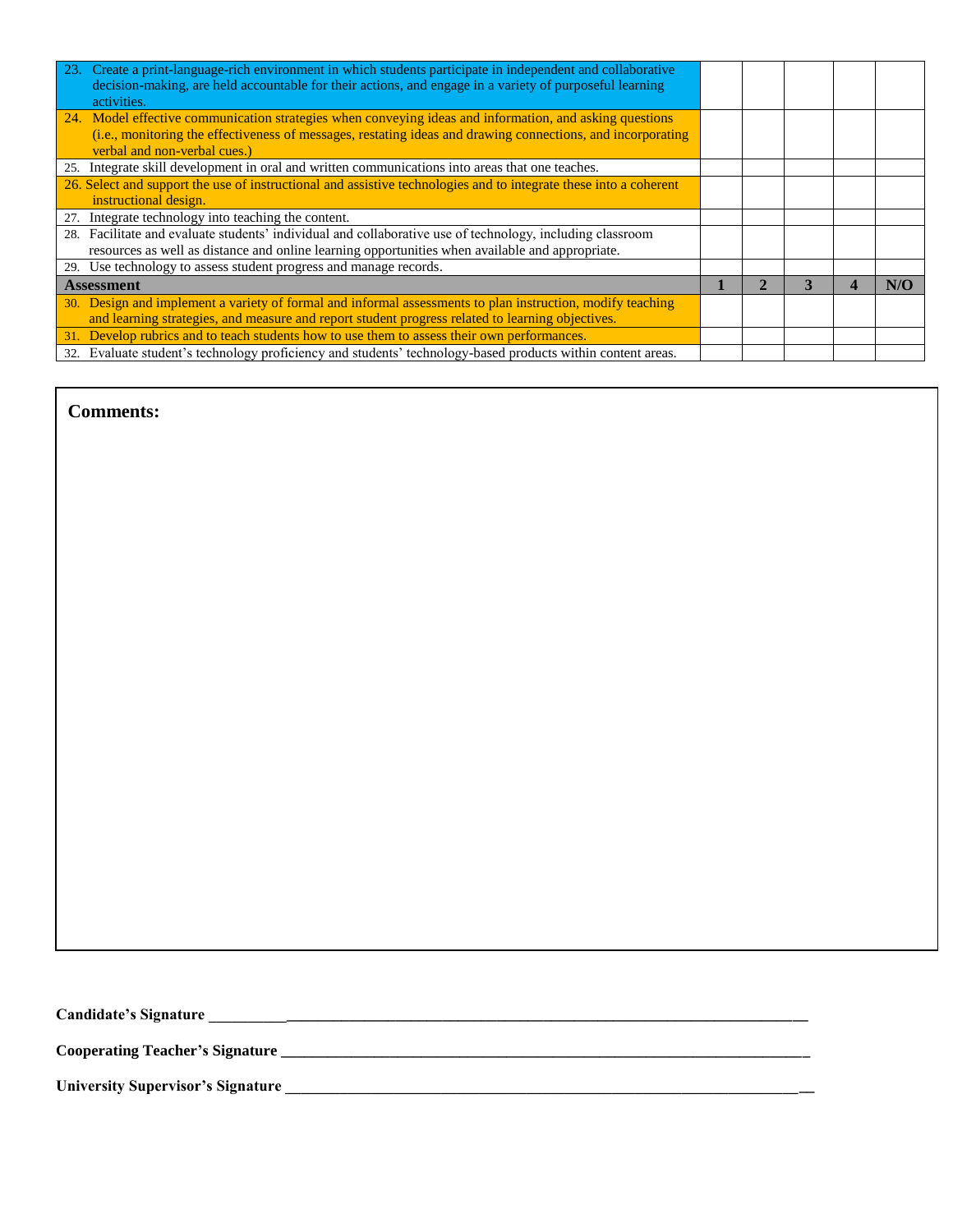| | | | | | |
|---|---|---|---|---|---|
| 23. Create a print-language-rich environment in which students participate in independent and collaborative decision-making, are held accountable for their actions, and engage in a variety of purposeful learning activities. | | | | | |
| 24. Model effective communication strategies when conveying ideas and information, and asking questions (i.e., monitoring the effectiveness of messages, restating ideas and drawing connections, and incorporating verbal and non-verbal cues.) | | | | | |
| 25. Integrate skill development in oral and written communications into areas that one teaches. | | | | | |
| 26. Select and support the use of instructional and assistive technologies and to integrate these into a coherent instructional design. | | | | | |
| 27. Integrate technology into teaching the content. | | | | | |
| 28. Facilitate and evaluate students' individual and collaborative use of technology, including classroom resources as well as distance and online learning opportunities when available and appropriate. | | | | | |
| 29. Use technology to assess student progress and manage records. | | | | | |
| **Assessment** | **1** | **2** | **3** | **4** | **N/O** |
| 30. Design and implement a variety of formal and informal assessments to plan instruction, modify teaching and learning strategies, and measure and report student progress related to learning objectives. | | | | | |
| 31. Develop rubrics and to teach students how to use them to assess their own performances. | | | | | |
| 32. Evaluate student's technology proficiency and students' technology-based products within content areas. | | | | | |

**Comments:**

**Candidate's Signature** ____________________________________________________________________________

**Cooperating Teacher's Signature** ____________________________________________________________________________

**University Supervisor's Signature** ____________________________________________________________________________